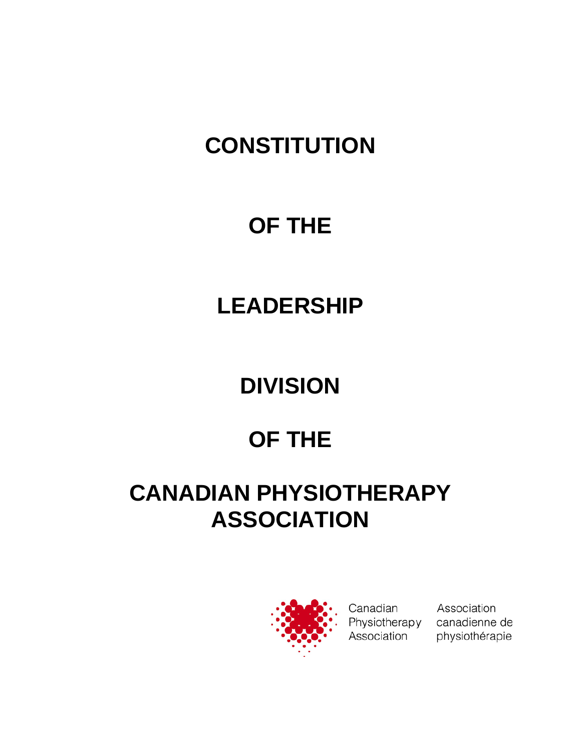# CONSTITUTION

# OF THE

# LEADERSHIP

# DIVISION

# OF THE

# CANADIAN PHYSIOTHERAPY ASSOCIATION

Canadian Physiotherapy Association

Association canadienne de physiothérapie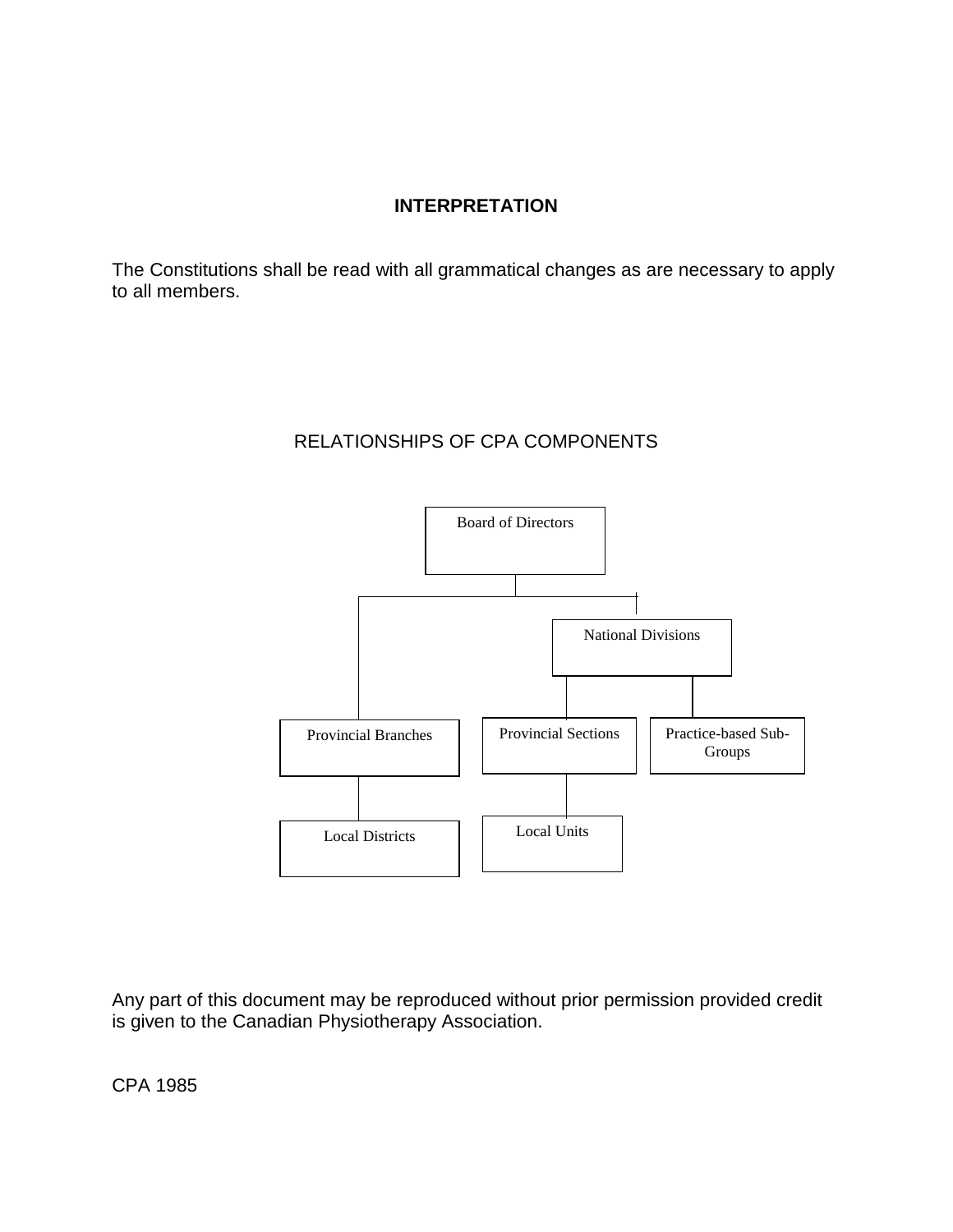## INTERPRETATION

The Constitutions shall be read with all grammatical changes as are necessary to apply to all members.

RELATIONSHIPS OF CPA COMPONENTS

Board of Directors

National Divisions

Provincial Branches

Provincial Sections

Practice-based Sub-Groups

Local Districts

Local Units

Any part of this document may be reproduced without prior permission provided credit is given to the Canadian Physiotherapy Association.

CPA 1985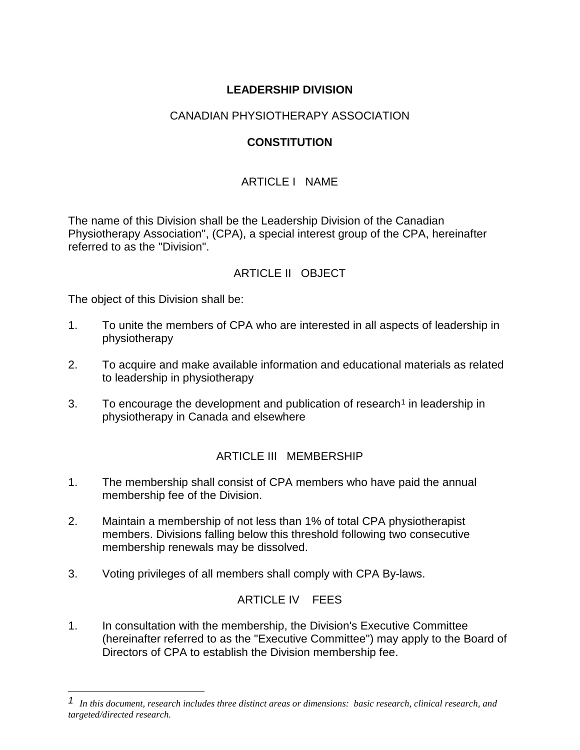# LEADERSHIP DIVISION

CANADIAN PHYSIOTHERAPY ASSOCIATION

## CONSTITUTION

### ARTICLE I NAME

The name of this Division shall be the Leadership Division of the Canadian Physiotherapy Association", (CPA), a special interest group of the CPA, hereinafter referred to as the "Division".

### ARTICLE II OBJECT

The object of this Division shall be:

1. To unite the members of CPA who are interested in all aspects of leadership in physiotherapy

2. To acquire and make available information and educational materials as related to leadership in physiotherapy

3. To encourage the development and publication of research[1] in leadership in physiotherapy in Canada and elsewhere

### ARTICLE III MEMBERSHIP

1. The membership shall consist of CPA members who have paid the annual membership fee of the Division.

2. Maintain a membership of not less than 1% of total CPA physiotherapist members. Divisions falling below this threshold following two consecutive membership renewals may be dissolved.

3. Voting privileges of all members shall comply with CPA By-laws.

### ARTICLE IV FEES

1. In consultation with the membership, the Division's Executive Committee (hereinafter referred to as the "Executive Committee") may apply to the Board of Directors of CPA to establish the Division membership fee.

---

[1] *In this document, research includes three distinct areas or dimensions: basic research, clinical research, and targeted/directed research.*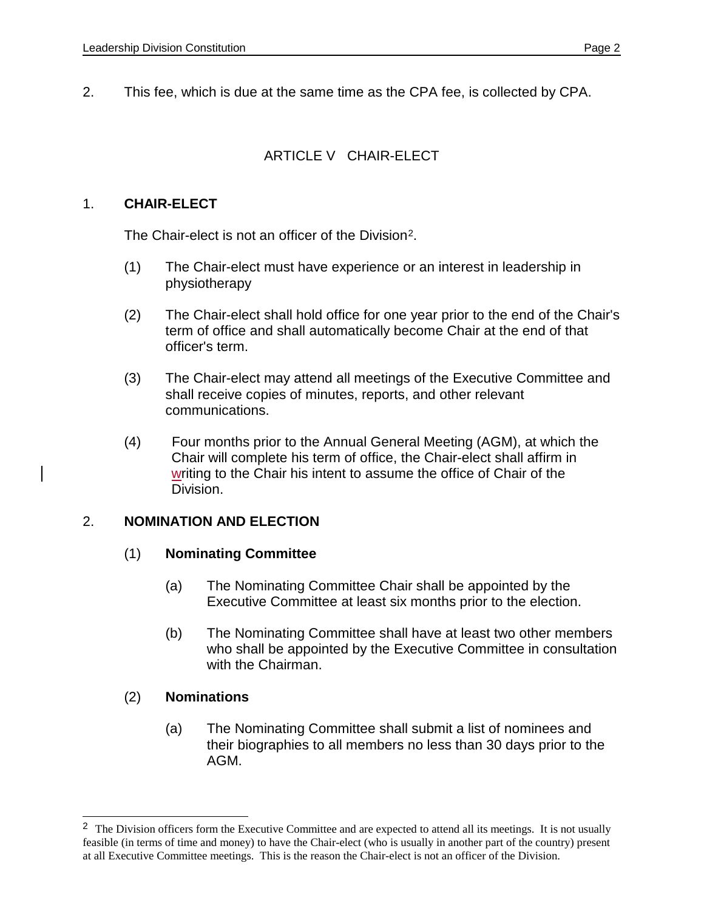2. This fee, which is due at the same time as the CPA fee, is collected by CPA.

## ARTICLE V CHAIR-ELECT

1. **CHAIR-ELECT**

The Chair-elect is not an officer of the Division[2].

(1) The Chair-elect must have experience or an interest in leadership in physiotherapy

(2) The Chair-elect shall hold office for one year prior to the end of the Chair's term of office and shall automatically become Chair at the end of that officer's term.

(3) The Chair-elect may attend all meetings of the Executive Committee and shall receive copies of minutes, reports, and other relevant communications.

(4) Four months prior to the Annual General Meeting (AGM), at which the Chair will complete his term of office, the Chair-elect shall affirm in writing to the Chair his intent to assume the office of Chair of the Division.

2. **NOMINATION AND ELECTION**

(1) **Nominating Committee**

(a) The Nominating Committee Chair shall be appointed by the Executive Committee at least six months prior to the election.

(b) The Nominating Committee shall have at least two other members who shall be appointed by the Executive Committee in consultation with the Chairman.

(2) **Nominations**

(a) The Nominating Committee shall submit a list of nominees and their biographies to all members no less than 30 days prior to the AGM.

---

[2] The Division officers form the Executive Committee and are expected to attend all its meetings. It is not usually feasible (in terms of time and money) to have the Chair-elect (who is usually in another part of the country) present at all Executive Committee meetings. This is the reason the Chair-elect is not an officer of the Division.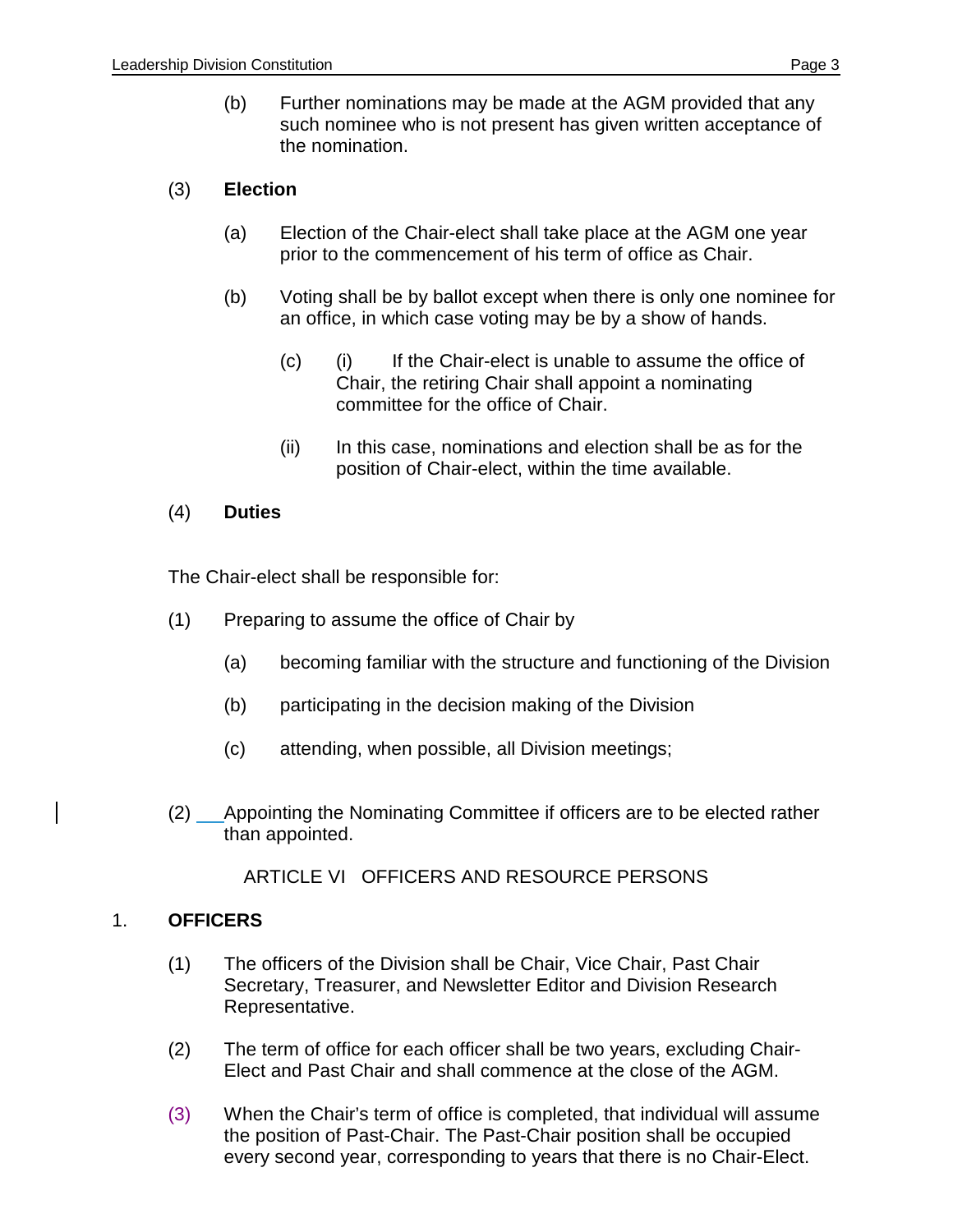(b) Further nominations may be made at the AGM provided that any such nominee who is not present has given written acceptance of the nomination.

(3) **Election**

(a) Election of the Chair-elect shall take place at the AGM one year prior to the commencement of his term of office as Chair.

(b) Voting shall be by ballot except when there is only one nominee for an office, in which case voting may be by a show of hands.

(c) (i) If the Chair-elect is unable to assume the office of Chair, the retiring Chair shall appoint a nominating committee for the office of Chair.

(ii) In this case, nominations and election shall be as for the position of Chair-elect, within the time available.

(4) **Duties**

The Chair-elect shall be responsible for:

(1) Preparing to assume the office of Chair by

(a) becoming familiar with the structure and functioning of the Division

(b) participating in the decision making of the Division

(c) attending, when possible, all Division meetings;

(2) Appointing the Nominating Committee if officers are to be elected rather than appointed.

ARTICLE VI OFFICERS AND RESOURCE PERSONS

1. **OFFICERS**

(1) The officers of the Division shall be Chair, Vice Chair, Past Chair Secretary, Treasurer, and Newsletter Editor and Division Research Representative.

(2) The term of office for each officer shall be two years, excluding Chair-Elect and Past Chair and shall commence at the close of the AGM.

(3) When the Chair's term of office is completed, that individual will assume the position of Past-Chair. The Past-Chair position shall be occupied every second year, corresponding to years that there is no Chair-Elect.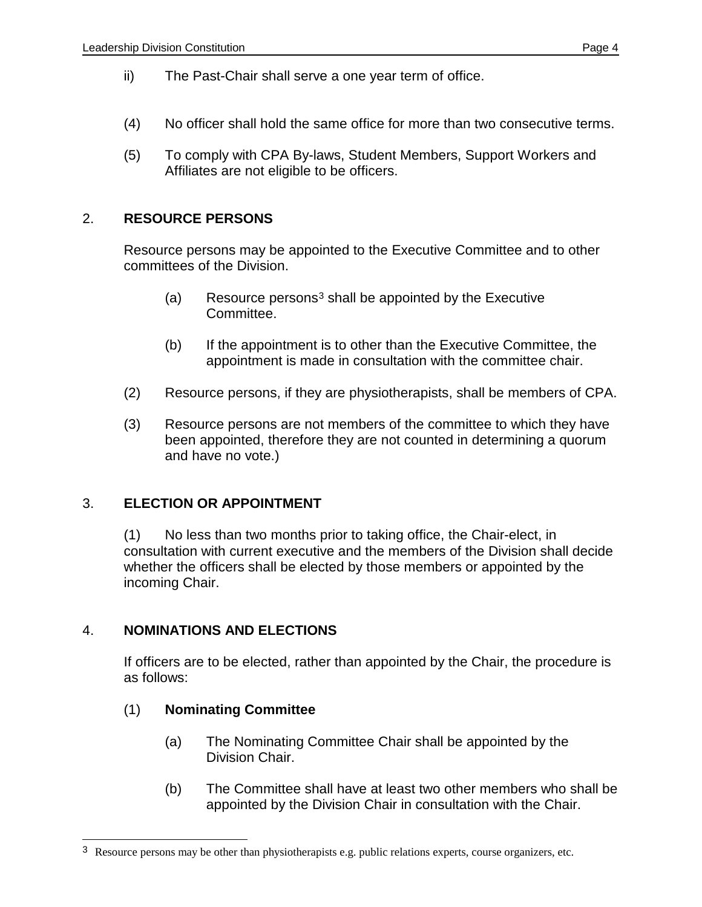ii) The Past-Chair shall serve a one year term of office.

(4) No officer shall hold the same office for more than two consecutive terms.

(5) To comply with CPA By-laws, Student Members, Support Workers and Affiliates are not eligible to be officers.

## 2. RESOURCE PERSONS

Resource persons may be appointed to the Executive Committee and to other committees of the Division.

(a) Resource persons[3] shall be appointed by the Executive Committee.

(b) If the appointment is to other than the Executive Committee, the appointment is made in consultation with the committee chair.

(2) Resource persons, if they are physiotherapists, shall be members of CPA.

(3) Resource persons are not members of the committee to which they have been appointed, therefore they are not counted in determining a quorum and have no vote.)

## 3. ELECTION OR APPOINTMENT

(1) No less than two months prior to taking office, the Chair-elect, in consultation with current executive and the members of the Division shall decide whether the officers shall be elected by those members or appointed by the incoming Chair.

## 4. NOMINATIONS AND ELECTIONS

If officers are to be elected, rather than appointed by the Chair, the procedure is as follows:

(1) **Nominating Committee**

(a) The Nominating Committee Chair shall be appointed by the Division Chair.

(b) The Committee shall have at least two other members who shall be appointed by the Division Chair in consultation with the Chair.

---

[3] Resource persons may be other than physiotherapists e.g. public relations experts, course organizers, etc.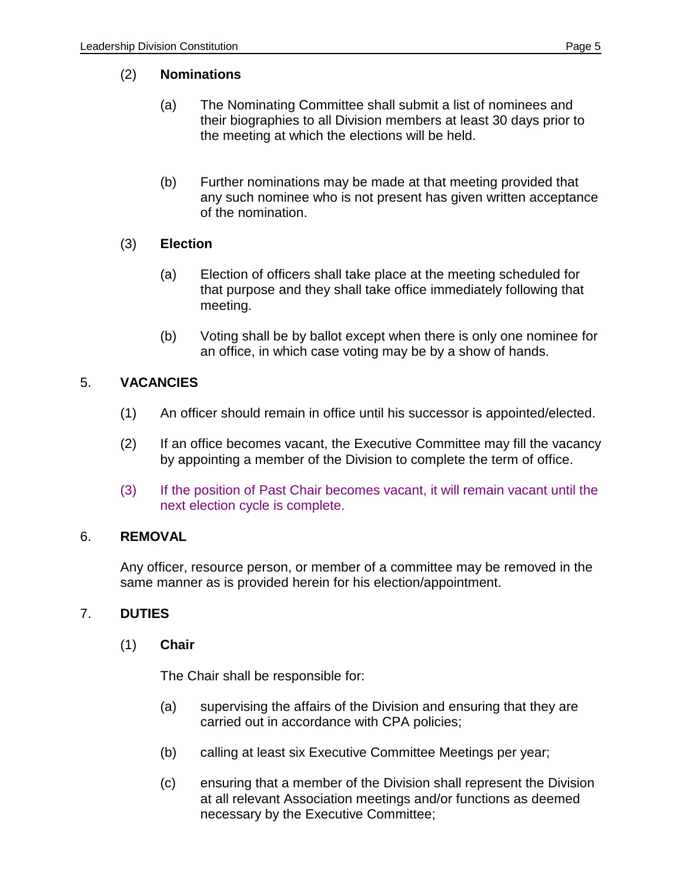(2) **Nominations**

(a) The Nominating Committee shall submit a list of nominees and their biographies to all Division members at least 30 days prior to the meeting at which the elections will be held.

(b) Further nominations may be made at that meeting provided that any such nominee who is not present has given written acceptance of the nomination.

(3) **Election**

(a) Election of officers shall take place at the meeting scheduled for that purpose and they shall take office immediately following that meeting.

(b) Voting shall be by ballot except when there is only one nominee for an office, in which case voting may be by a show of hands.

## 5. VACANCIES

(1) An officer should remain in office until his successor is appointed/elected.

(2) If an office becomes vacant, the Executive Committee may fill the vacancy by appointing a member of the Division to complete the term of office.

(3) If the position of Past Chair becomes vacant, it will remain vacant until the next election cycle is complete.

## 6. REMOVAL

Any officer, resource person, or member of a committee may be removed in the same manner as is provided herein for his election/appointment.

## 7. DUTIES

(1) **Chair**

The Chair shall be responsible for:

(a) supervising the affairs of the Division and ensuring that they are carried out in accordance with CPA policies;

(b) calling at least six Executive Committee Meetings per year;

(c) ensuring that a member of the Division shall represent the Division at all relevant Association meetings and/or functions as deemed necessary by the Executive Committee;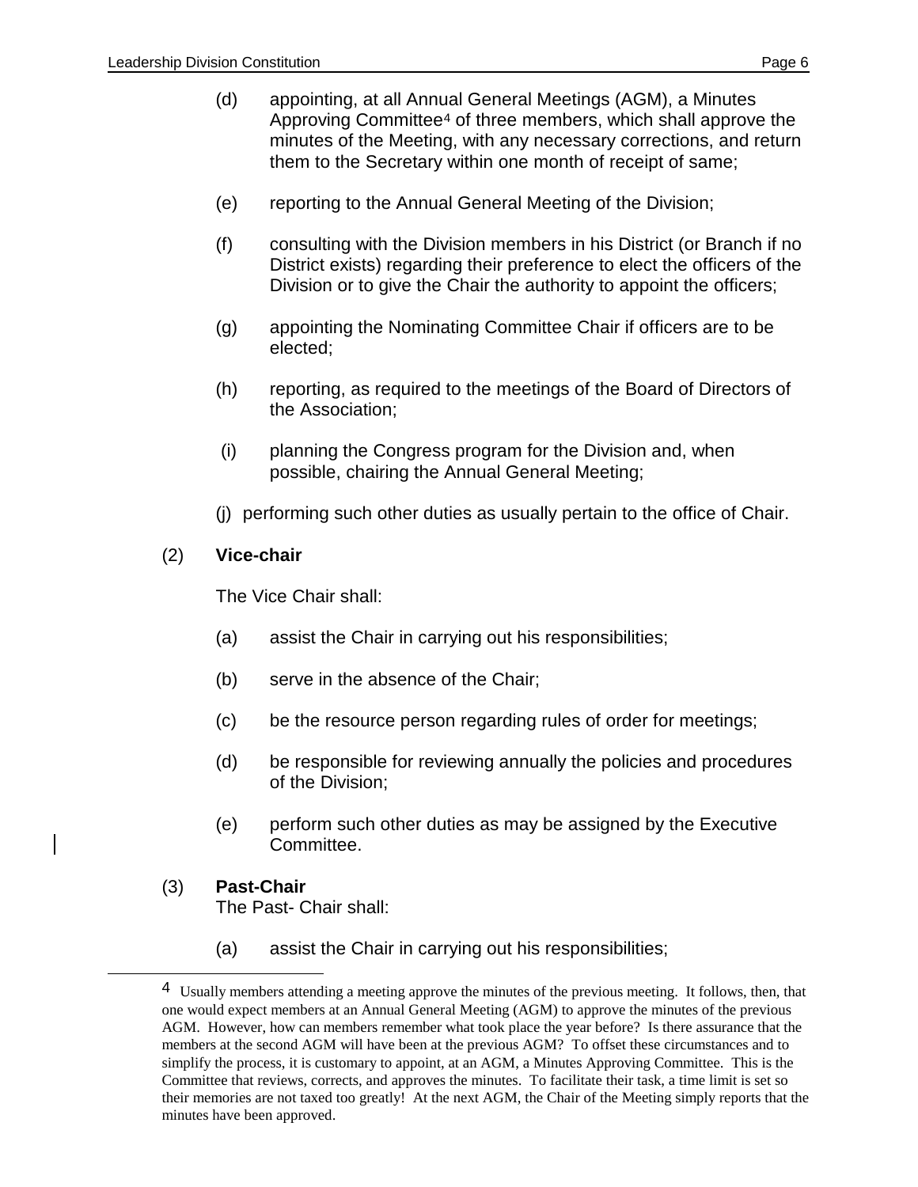(d) appointing, at all Annual General Meetings (AGM), a Minutes Approving Committee[4] of three members, which shall approve the minutes of the Meeting, with any necessary corrections, and return them to the Secretary within one month of receipt of same;

(e) reporting to the Annual General Meeting of the Division;

(f) consulting with the Division members in his District (or Branch if no District exists) regarding their preference to elect the officers of the Division or to give the Chair the authority to appoint the officers;

(g) appointing the Nominating Committee Chair if officers are to be elected;

(h) reporting, as required to the meetings of the Board of Directors of the Association;

(i) planning the Congress program for the Division and, when possible, chairing the Annual General Meeting;

(j) performing such other duties as usually pertain to the office of Chair.

(2) **Vice-chair**

The Vice Chair shall:

(a) assist the Chair in carrying out his responsibilities;

(b) serve in the absence of the Chair;

(c) be the resource person regarding rules of order for meetings;

(d) be responsible for reviewing annually the policies and procedures of the Division;

(e) perform such other duties as may be assigned by the Executive Committee.

(3) **Past-Chair**

The Past- Chair shall:

(a) assist the Chair in carrying out his responsibilities;

---

[4] Usually members attending a meeting approve the minutes of the previous meeting. It follows, then, that one would expect members at an Annual General Meeting (AGM) to approve the minutes of the previous AGM. However, how can members remember what took place the year before? Is there assurance that the members at the second AGM will have been at the previous AGM? To offset these circumstances and to simplify the process, it is customary to appoint, at an AGM, a Minutes Approving Committee. This is the Committee that reviews, corrects, and approves the minutes. To facilitate their task, a time limit is set so their memories are not taxed too greatly! At the next AGM, the Chair of the Meeting simply reports that the minutes have been approved.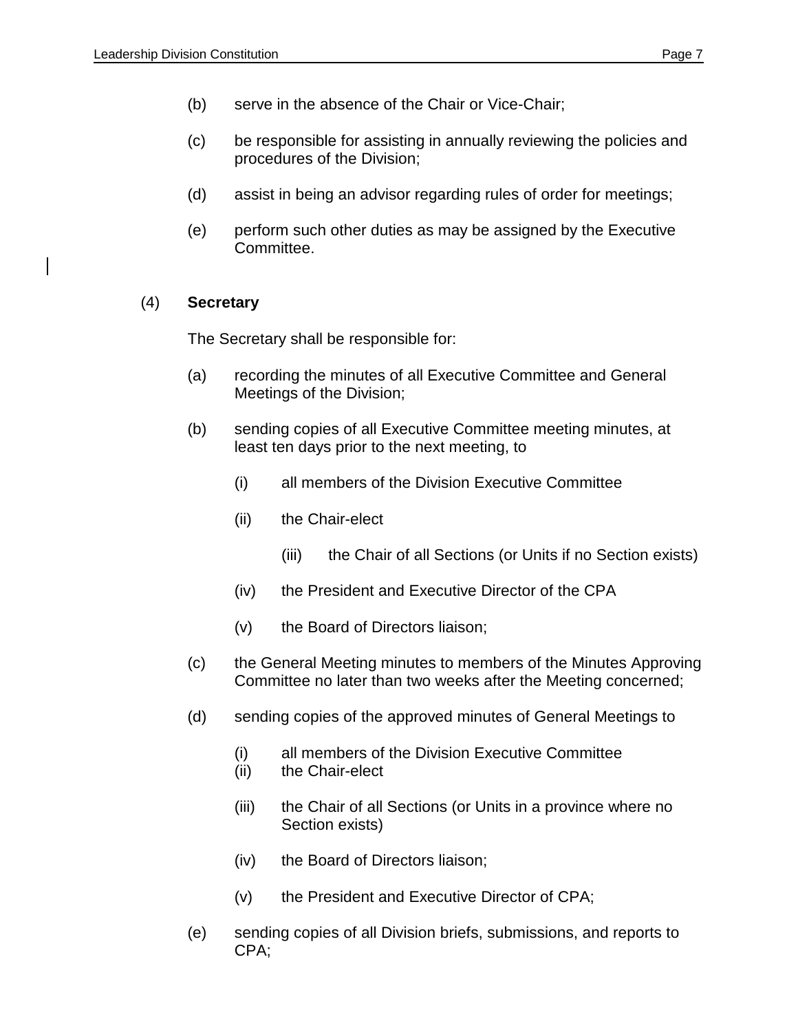(b) serve in the absence of the Chair or Vice-Chair;

(c) be responsible for assisting in annually reviewing the policies and procedures of the Division;

(d) assist in being an advisor regarding rules of order for meetings;

(e) perform such other duties as may be assigned by the Executive Committee.

(4) **Secretary**

The Secretary shall be responsible for:

(a) recording the minutes of all Executive Committee and General Meetings of the Division;

(b) sending copies of all Executive Committee meeting minutes, at least ten days prior to the next meeting, to

  (i) all members of the Division Executive Committee

  (ii) the Chair-elect

  (iii) the Chair of all Sections (or Units if no Section exists)

  (iv) the President and Executive Director of the CPA

  (v) the Board of Directors liaison;

(c) the General Meeting minutes to members of the Minutes Approving Committee no later than two weeks after the Meeting concerned;

(d) sending copies of the approved minutes of General Meetings to

  (i) all members of the Division Executive Committee
  (ii) the Chair-elect

  (iii) the Chair of all Sections (or Units in a province where no Section exists)

  (iv) the Board of Directors liaison;

  (v) the President and Executive Director of CPA;

(e) sending copies of all Division briefs, submissions, and reports to CPA;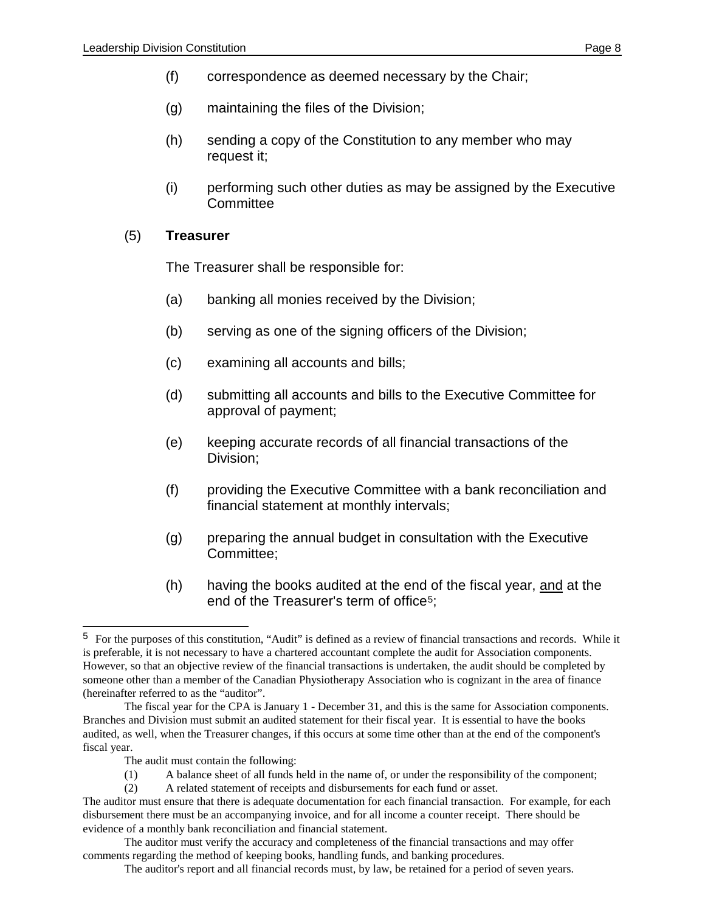(f) correspondence as deemed necessary by the Chair;

(g) maintaining the files of the Division;

(h) sending a copy of the Constitution to any member who may request it;

(i) performing such other duties as may be assigned by the Executive Committee

(5) **Treasurer**

The Treasurer shall be responsible for:

(a) banking all monies received by the Division;

(b) serving as one of the signing officers of the Division;

(c) examining all accounts and bills;

(d) submitting all accounts and bills to the Executive Committee for approval of payment;

(e) keeping accurate records of all financial transactions of the Division;

(f) providing the Executive Committee with a bank reconciliation and financial statement at monthly intervals;

(g) preparing the annual budget in consultation with the Executive Committee;

(h) having the books audited at the end of the fiscal year, <u>and</u> at the end of the Treasurer's term of office[5];

---

[5] For the purposes of this constitution, "Audit" is defined as a review of financial transactions and records. While it is preferable, it is not necessary to have a chartered accountant complete the audit for Association components. However, so that an objective review of the financial transactions is undertaken, the audit should be completed by someone other than a member of the Canadian Physiotherapy Association who is cognizant in the area of finance (hereinafter referred to as the "auditor".

The fiscal year for the CPA is January 1 - December 31, and this is the same for Association components. Branches and Division must submit an audited statement for their fiscal year. It is essential to have the books audited, as well, when the Treasurer changes, if this occurs at some time other than at the end of the component's fiscal year.

The audit must contain the following:

(1) A balance sheet of all funds held in the name of, or under the responsibility of the component;

(2) A related statement of receipts and disbursements for each fund or asset.

The auditor must ensure that there is adequate documentation for each financial transaction. For example, for each disbursement there must be an accompanying invoice, and for all income a counter receipt. There should be evidence of a monthly bank reconciliation and financial statement.

The auditor must verify the accuracy and completeness of the financial transactions and may offer comments regarding the method of keeping books, handling funds, and banking procedures.

The auditor's report and all financial records must, by law, be retained for a period of seven years.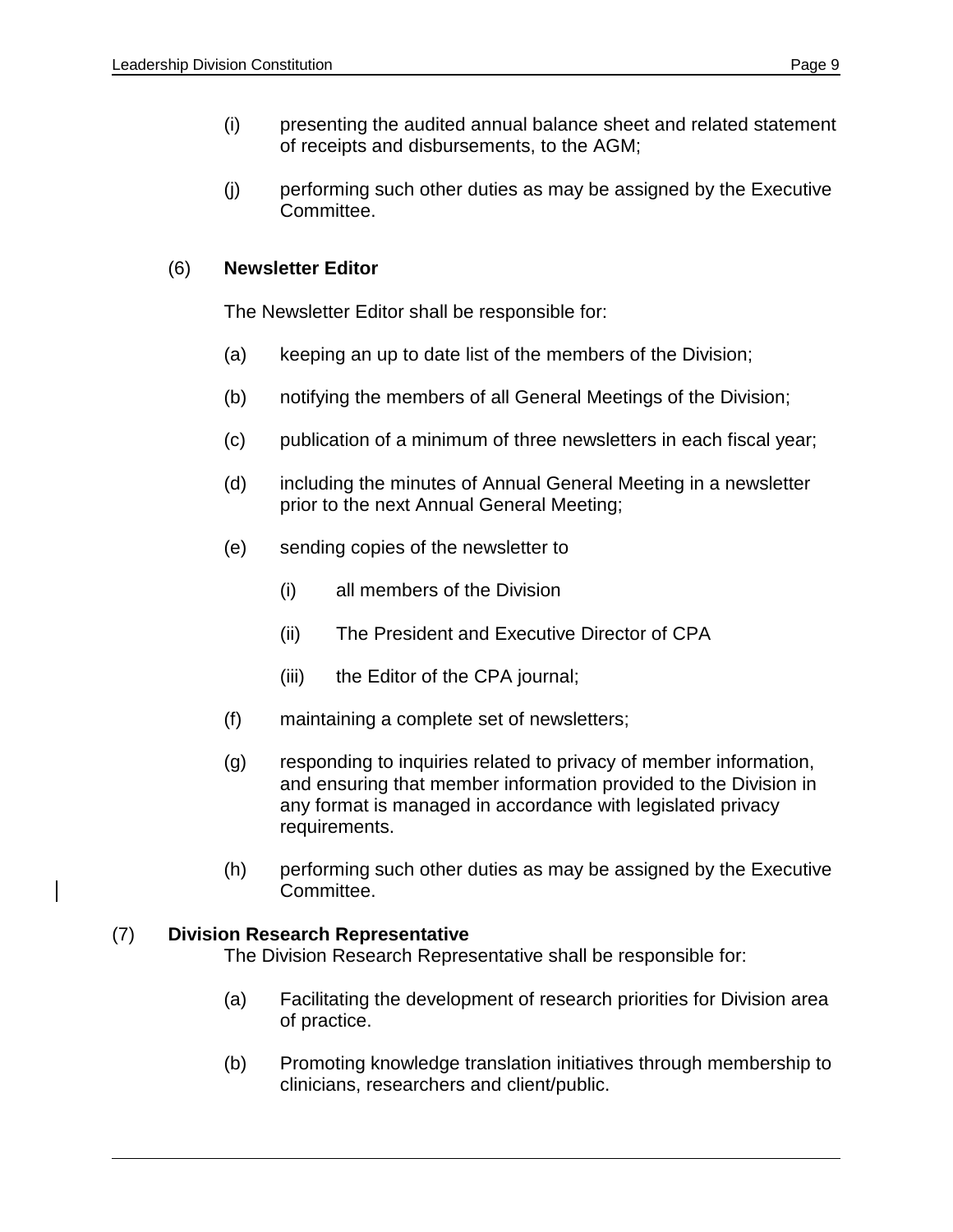(i) presenting the audited annual balance sheet and related statement of receipts and disbursements, to the AGM;

(j) performing such other duties as may be assigned by the Executive Committee.

(6) **Newsletter Editor**

The Newsletter Editor shall be responsible for:

(a) keeping an up to date list of the members of the Division;

(b) notifying the members of all General Meetings of the Division;

(c) publication of a minimum of three newsletters in each fiscal year;

(d) including the minutes of Annual General Meeting in a newsletter prior to the next Annual General Meeting;

(e) sending copies of the newsletter to

    (i) all members of the Division

    (ii) The President and Executive Director of CPA

    (iii) the Editor of the CPA journal;

(f) maintaining a complete set of newsletters;

(g) responding to inquiries related to privacy of member information, and ensuring that member information provided to the Division in any format is managed in accordance with legislated privacy requirements.

(h) performing such other duties as may be assigned by the Executive Committee.

(7) **Division Research Representative**

The Division Research Representative shall be responsible for:

(a) Facilitating the development of research priorities for Division area of practice.

(b) Promoting knowledge translation initiatives through membership to clinicians, researchers and client/public.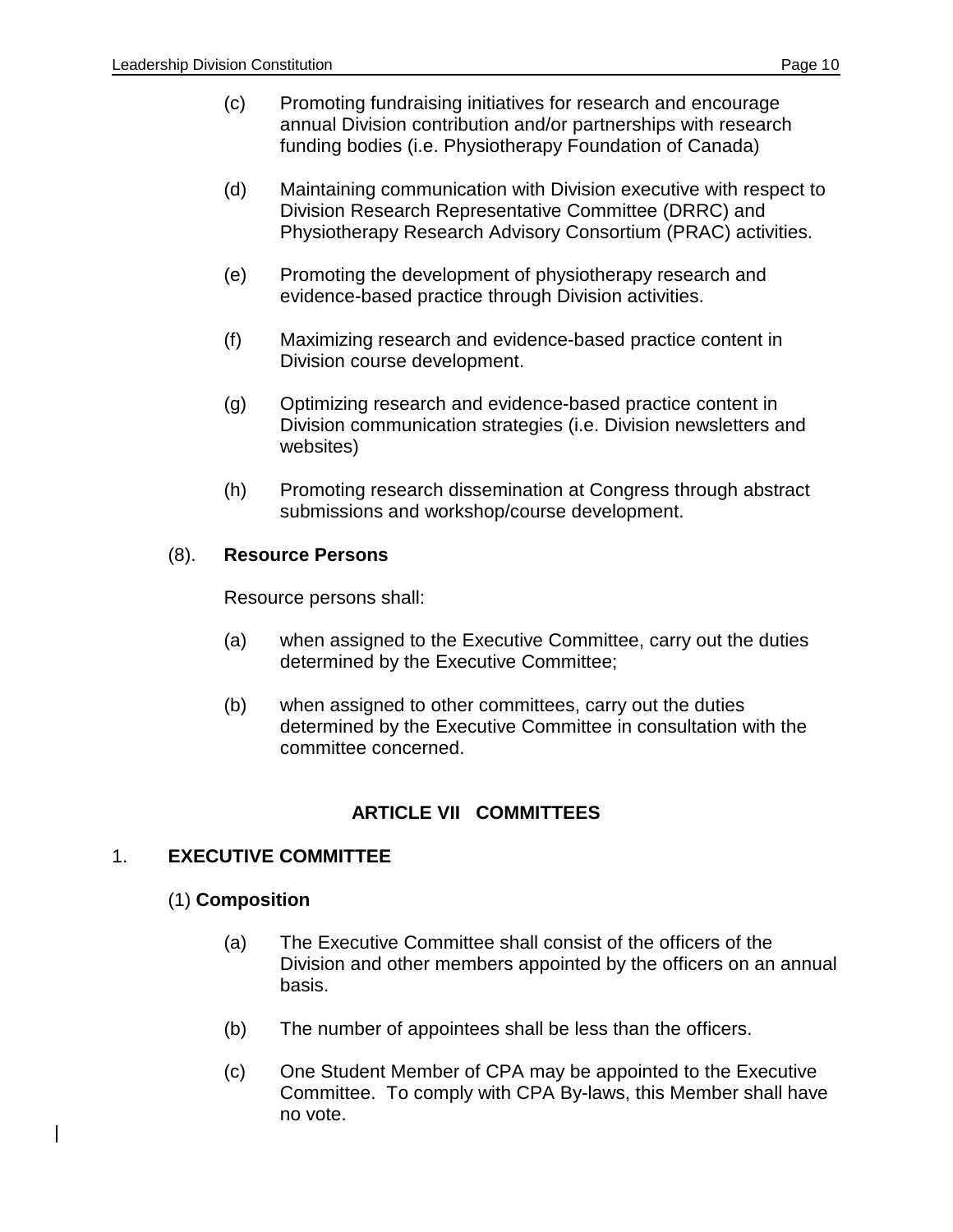(c) Promoting fundraising initiatives for research and encourage annual Division contribution and/or partnerships with research funding bodies (i.e. Physiotherapy Foundation of Canada)

(d) Maintaining communication with Division executive with respect to Division Research Representative Committee (DRRC) and Physiotherapy Research Advisory Consortium (PRAC) activities.

(e) Promoting the development of physiotherapy research and evidence-based practice through Division activities.

(f) Maximizing research and evidence-based practice content in Division course development.

(g) Optimizing research and evidence-based practice content in Division communication strategies (i.e. Division newsletters and websites)

(h) Promoting research dissemination at Congress through abstract submissions and workshop/course development.

(8). **Resource Persons**

Resource persons shall:

(a) when assigned to the Executive Committee, carry out the duties determined by the Executive Committee;

(b) when assigned to other committees, carry out the duties determined by the Executive Committee in consultation with the committee concerned.

## ARTICLE VII COMMITTEES

### 1. EXECUTIVE COMMITTEE

(1) **Composition**

(a) The Executive Committee shall consist of the officers of the Division and other members appointed by the officers on an annual basis.

(b) The number of appointees shall be less than the officers.

(c) One Student Member of CPA may be appointed to the Executive Committee. To comply with CPA By-laws, this Member shall have no vote.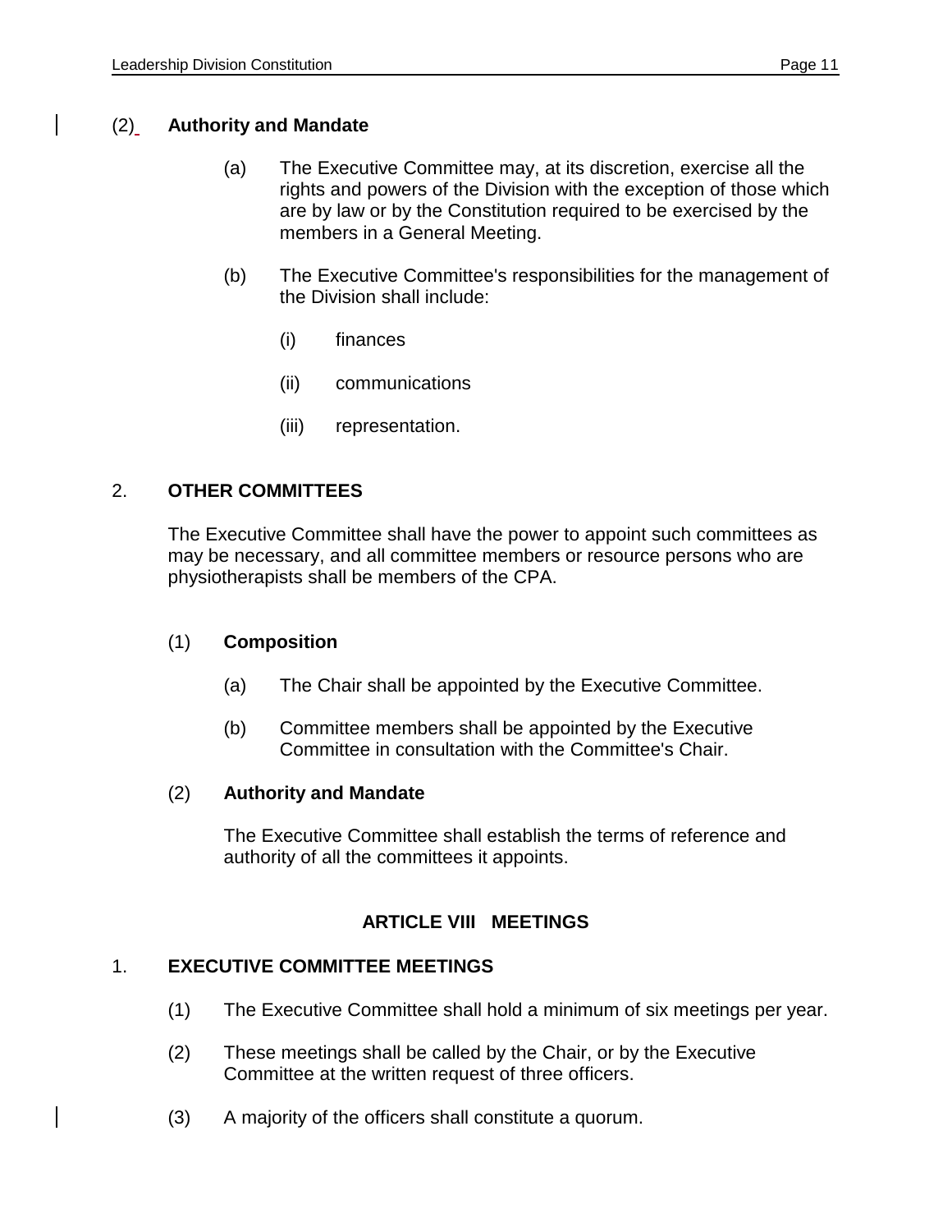(2) **Authority and Mandate**

(a) The Executive Committee may, at its discretion, exercise all the rights and powers of the Division with the exception of those which are by law or by the Constitution required to be exercised by the members in a General Meeting.

(b) The Executive Committee's responsibilities for the management of the Division shall include:

(i) finances

(ii) communications

(iii) representation.

2. **OTHER COMMITTEES**

The Executive Committee shall have the power to appoint such committees as may be necessary, and all committee members or resource persons who are physiotherapists shall be members of the CPA.

(1) **Composition**

(a) The Chair shall be appointed by the Executive Committee.

(b) Committee members shall be appointed by the Executive Committee in consultation with the Committee's Chair.

(2) **Authority and Mandate**

The Executive Committee shall establish the terms of reference and authority of all the committees it appoints.

## ARTICLE VIII MEETINGS

1. **EXECUTIVE COMMITTEE MEETINGS**

(1) The Executive Committee shall hold a minimum of six meetings per year.

(2) These meetings shall be called by the Chair, or by the Executive Committee at the written request of three officers.

(3) A majority of the officers shall constitute a quorum.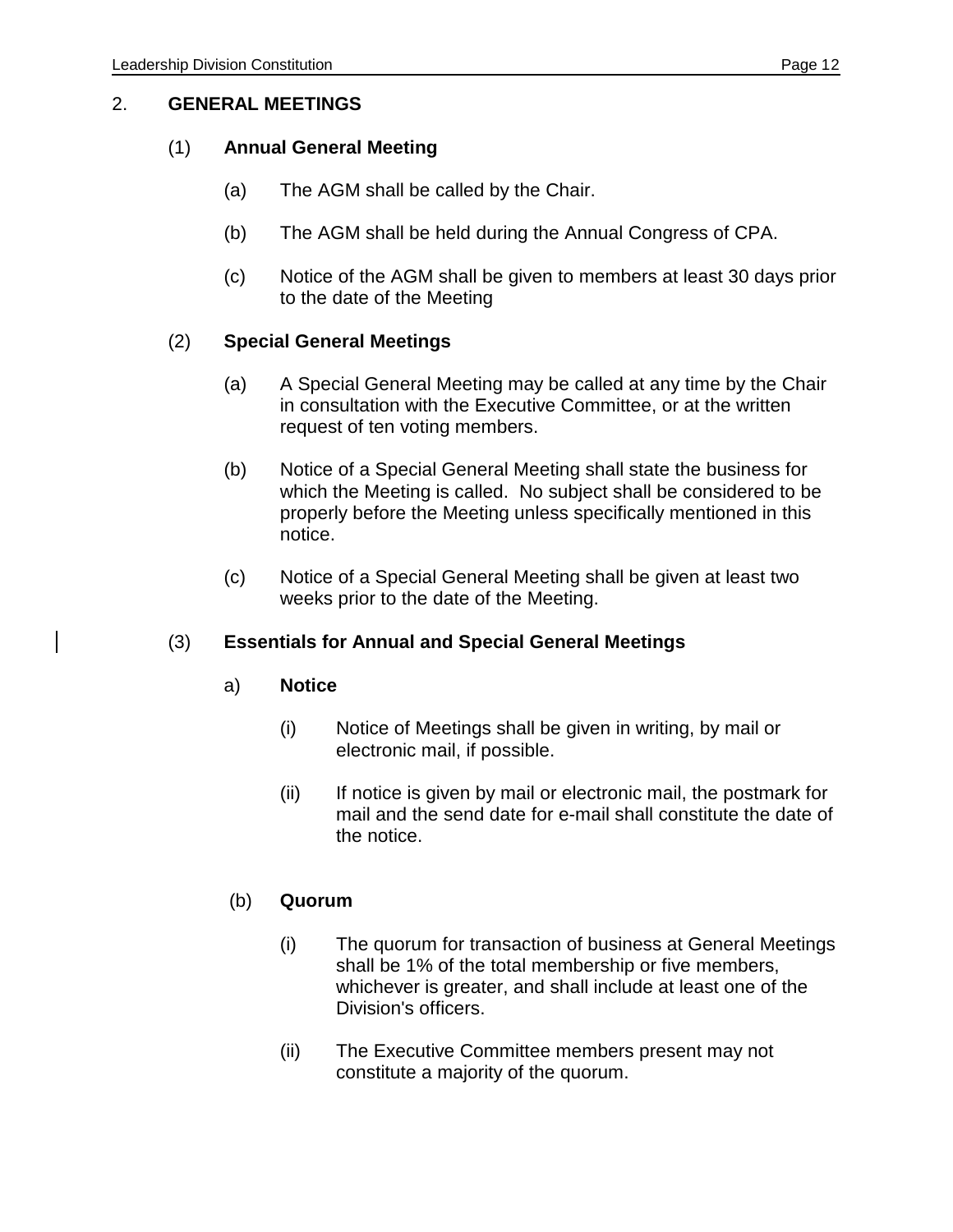## 2. GENERAL MEETINGS

### (1) Annual General Meeting

(a) The AGM shall be called by the Chair.

(b) The AGM shall be held during the Annual Congress of CPA.

(c) Notice of the AGM shall be given to members at least 30 days prior to the date of the Meeting

### (2) Special General Meetings

(a) A Special General Meeting may be called at any time by the Chair in consultation with the Executive Committee, or at the written request of ten voting members.

(b) Notice of a Special General Meeting shall state the business for which the Meeting is called. No subject shall be considered to be properly before the Meeting unless specifically mentioned in this notice.

(c) Notice of a Special General Meeting shall be given at least two weeks prior to the date of the Meeting.

### (3) Essentials for Annual and Special General Meetings

a) **Notice**

(i) Notice of Meetings shall be given in writing, by mail or electronic mail, if possible.

(ii) If notice is given by mail or electronic mail, the postmark for mail and the send date for e-mail shall constitute the date of the notice.

(b) **Quorum**

(i) The quorum for transaction of business at General Meetings shall be 1% of the total membership or five members, whichever is greater, and shall include at least one of the Division's officers.

(ii) The Executive Committee members present may not constitute a majority of the quorum.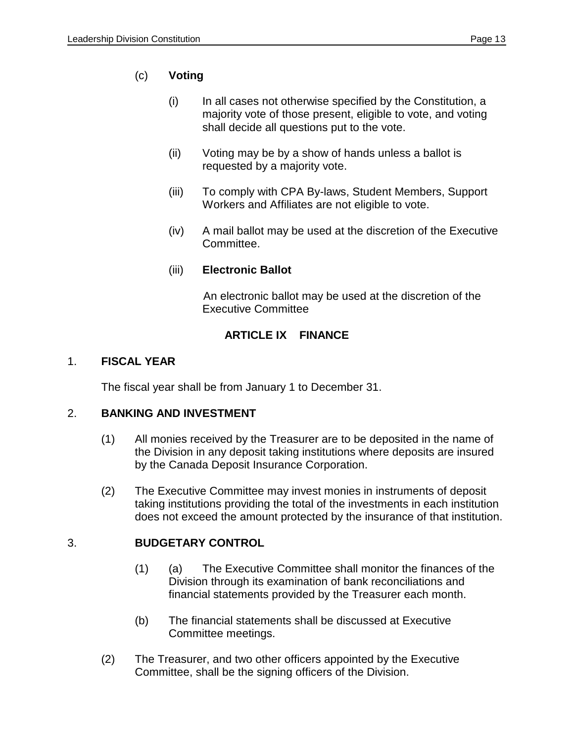(c) **Voting**

(i) In all cases not otherwise specified by the Constitution, a majority vote of those present, eligible to vote, and voting shall decide all questions put to the vote.

(ii) Voting may be by a show of hands unless a ballot is requested by a majority vote.

(iii) To comply with CPA By-laws, Student Members, Support Workers and Affiliates are not eligible to vote.

(iv) A mail ballot may be used at the discretion of the Executive Committee.

(iii) **Electronic Ballot**

An electronic ballot may be used at the discretion of the Executive Committee

## ARTICLE IX FINANCE

1. **FISCAL YEAR**

The fiscal year shall be from January 1 to December 31.

2. **BANKING AND INVESTMENT**

(1) All monies received by the Treasurer are to be deposited in the name of the Division in any deposit taking institutions where deposits are insured by the Canada Deposit Insurance Corporation.

(2) The Executive Committee may invest monies in instruments of deposit taking institutions providing the total of the investments in each institution does not exceed the amount protected by the insurance of that institution.

3. **BUDGETARY CONTROL**

(1) (a) The Executive Committee shall monitor the finances of the Division through its examination of bank reconciliations and financial statements provided by the Treasurer each month.

(b) The financial statements shall be discussed at Executive Committee meetings.

(2) The Treasurer, and two other officers appointed by the Executive Committee, shall be the signing officers of the Division.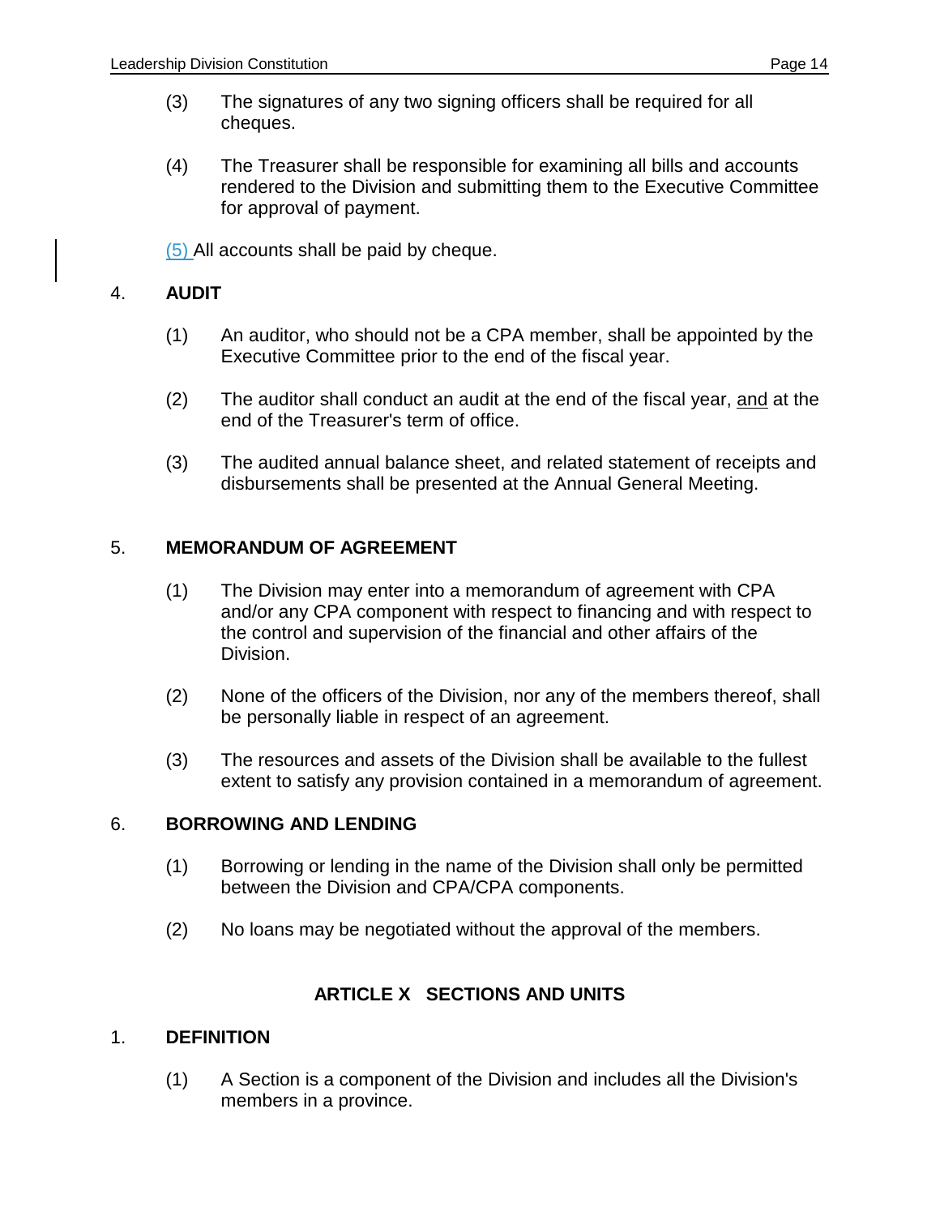(3) The signatures of any two signing officers shall be required for all cheques.

(4) The Treasurer shall be responsible for examining all bills and accounts rendered to the Division and submitting them to the Executive Committee for approval of payment.

(5) All accounts shall be paid by cheque.

4. **AUDIT**

(1) An auditor, who should not be a CPA member, shall be appointed by the Executive Committee prior to the end of the fiscal year.

(2) The auditor shall conduct an audit at the end of the fiscal year, and at the end of the Treasurer's term of office.

(3) The audited annual balance sheet, and related statement of receipts and disbursements shall be presented at the Annual General Meeting.

5. **MEMORANDUM OF AGREEMENT**

(1) The Division may enter into a memorandum of agreement with CPA and/or any CPA component with respect to financing and with respect to the control and supervision of the financial and other affairs of the Division.

(2) None of the officers of the Division, nor any of the members thereof, shall be personally liable in respect of an agreement.

(3) The resources and assets of the Division shall be available to the fullest extent to satisfy any provision contained in a memorandum of agreement.

6. **BORROWING AND LENDING**

(1) Borrowing or lending in the name of the Division shall only be permitted between the Division and CPA/CPA components.

(2) No loans may be negotiated without the approval of the members.

## ARTICLE X SECTIONS AND UNITS

1. **DEFINITION**

(1) A Section is a component of the Division and includes all the Division's members in a province.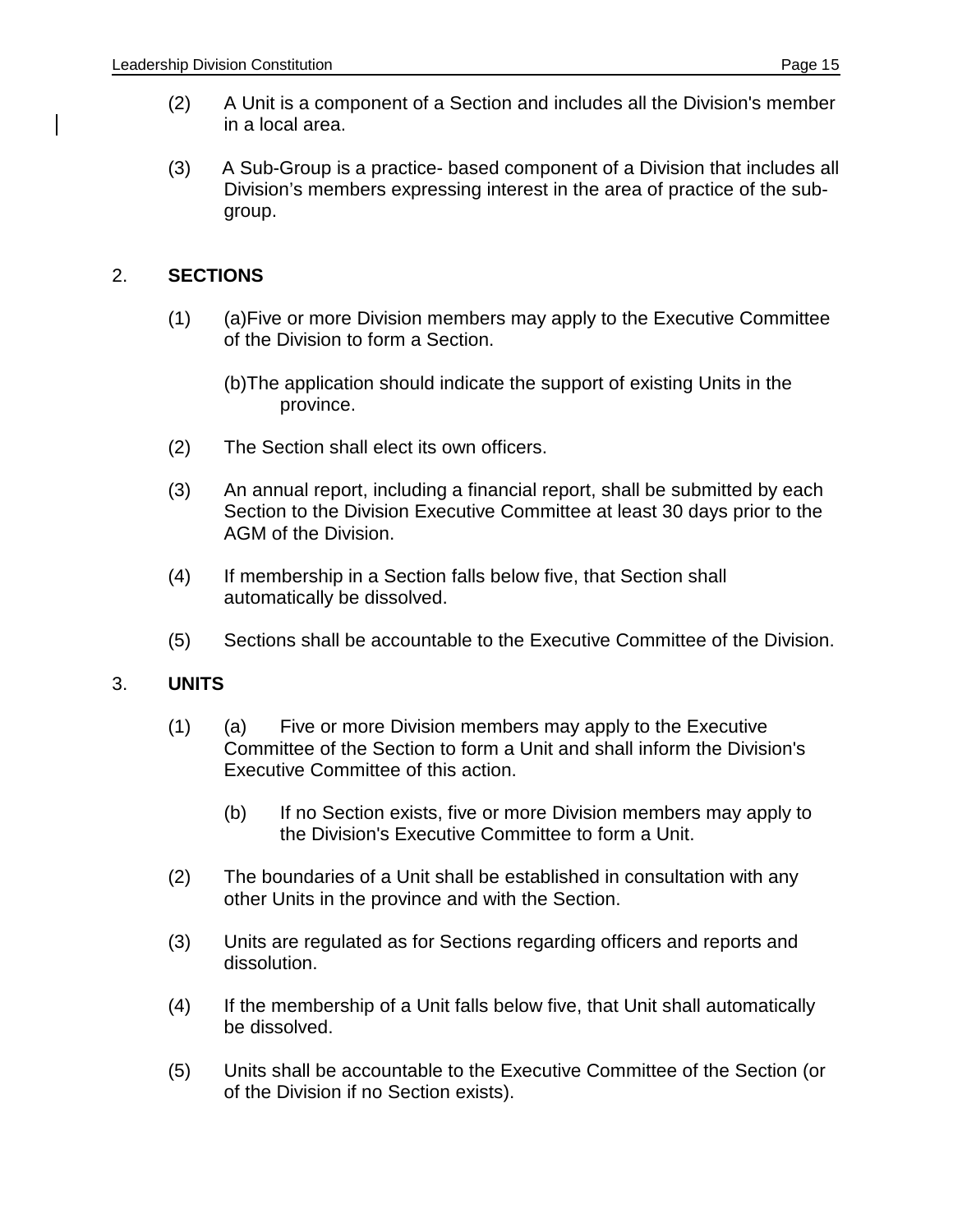(2) A Unit is a component of a Section and includes all the Division's member in a local area.

(3) A Sub-Group is a practice- based component of a Division that includes all Division's members expressing interest in the area of practice of the sub-group.

## 2. SECTIONS

(1) (a)Five or more Division members may apply to the Executive Committee of the Division to form a Section.

(b)The application should indicate the support of existing Units in the province.

(2) The Section shall elect its own officers.

(3) An annual report, including a financial report, shall be submitted by each Section to the Division Executive Committee at least 30 days prior to the AGM of the Division.

(4) If membership in a Section falls below five, that Section shall automatically be dissolved.

(5) Sections shall be accountable to the Executive Committee of the Division.

## 3. UNITS

(1) (a) Five or more Division members may apply to the Executive Committee of the Section to form a Unit and shall inform the Division's Executive Committee of this action.

(b) If no Section exists, five or more Division members may apply to the Division's Executive Committee to form a Unit.

(2) The boundaries of a Unit shall be established in consultation with any other Units in the province and with the Section.

(3) Units are regulated as for Sections regarding officers and reports and dissolution.

(4) If the membership of a Unit falls below five, that Unit shall automatically be dissolved.

(5) Units shall be accountable to the Executive Committee of the Section (or of the Division if no Section exists).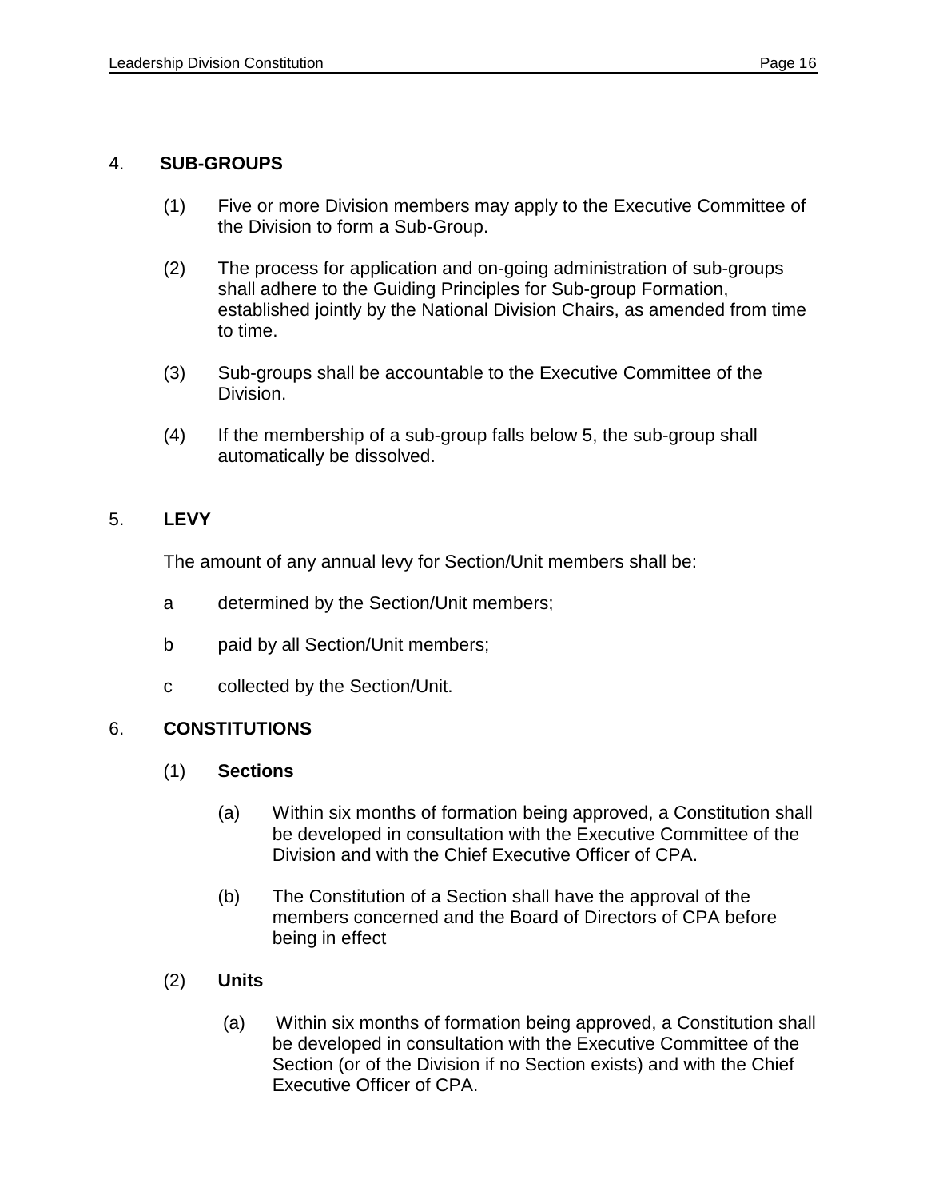## 4. SUB-GROUPS

(1) Five or more Division members may apply to the Executive Committee of the Division to form a Sub-Group.

(2) The process for application and on-going administration of sub-groups shall adhere to the Guiding Principles for Sub-group Formation, established jointly by the National Division Chairs, as amended from time to time.

(3) Sub-groups shall be accountable to the Executive Committee of the Division.

(4) If the membership of a sub-group falls below 5, the sub-group shall automatically be dissolved.

## 5. LEVY

The amount of any annual levy for Section/Unit members shall be:

a determined by the Section/Unit members;

b paid by all Section/Unit members;

c collected by the Section/Unit.

## 6. CONSTITUTIONS

### (1) Sections

(a) Within six months of formation being approved, a Constitution shall be developed in consultation with the Executive Committee of the Division and with the Chief Executive Officer of CPA.

(b) The Constitution of a Section shall have the approval of the members concerned and the Board of Directors of CPA before being in effect

### (2) Units

(a) Within six months of formation being approved, a Constitution shall be developed in consultation with the Executive Committee of the Section (or of the Division if no Section exists) and with the Chief Executive Officer of CPA.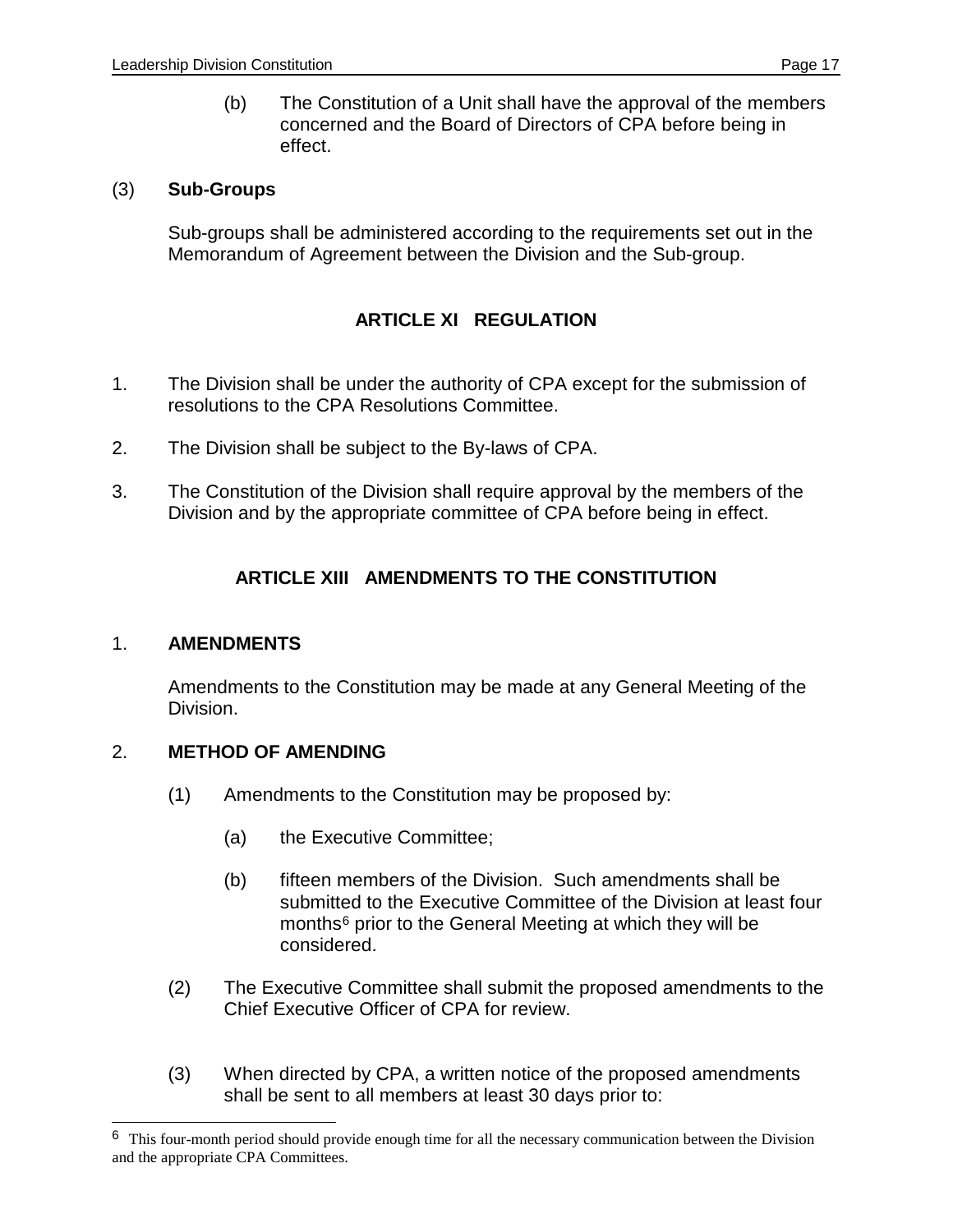(b) The Constitution of a Unit shall have the approval of the members concerned and the Board of Directors of CPA before being in effect.

(3) **Sub-Groups**

Sub-groups shall be administered according to the requirements set out in the Memorandum of Agreement between the Division and the Sub-group.

## ARTICLE XI REGULATION

1. The Division shall be under the authority of CPA except for the submission of resolutions to the CPA Resolutions Committee.

2. The Division shall be subject to the By-laws of CPA.

3. The Constitution of the Division shall require approval by the members of the Division and by the appropriate committee of CPA before being in effect.

## ARTICLE XIII AMENDMENTS TO THE CONSTITUTION

1. **AMENDMENTS**

Amendments to the Constitution may be made at any General Meeting of the Division.

2. **METHOD OF AMENDING**

(1) Amendments to the Constitution may be proposed by:

(a) the Executive Committee;

(b) fifteen members of the Division. Such amendments shall be submitted to the Executive Committee of the Division at least four months[6] prior to the General Meeting at which they will be considered.

(2) The Executive Committee shall submit the proposed amendments to the Chief Executive Officer of CPA for review.

(3) When directed by CPA, a written notice of the proposed amendments shall be sent to all members at least 30 days prior to:

---

[6] This four-month period should provide enough time for all the necessary communication between the Division and the appropriate CPA Committees.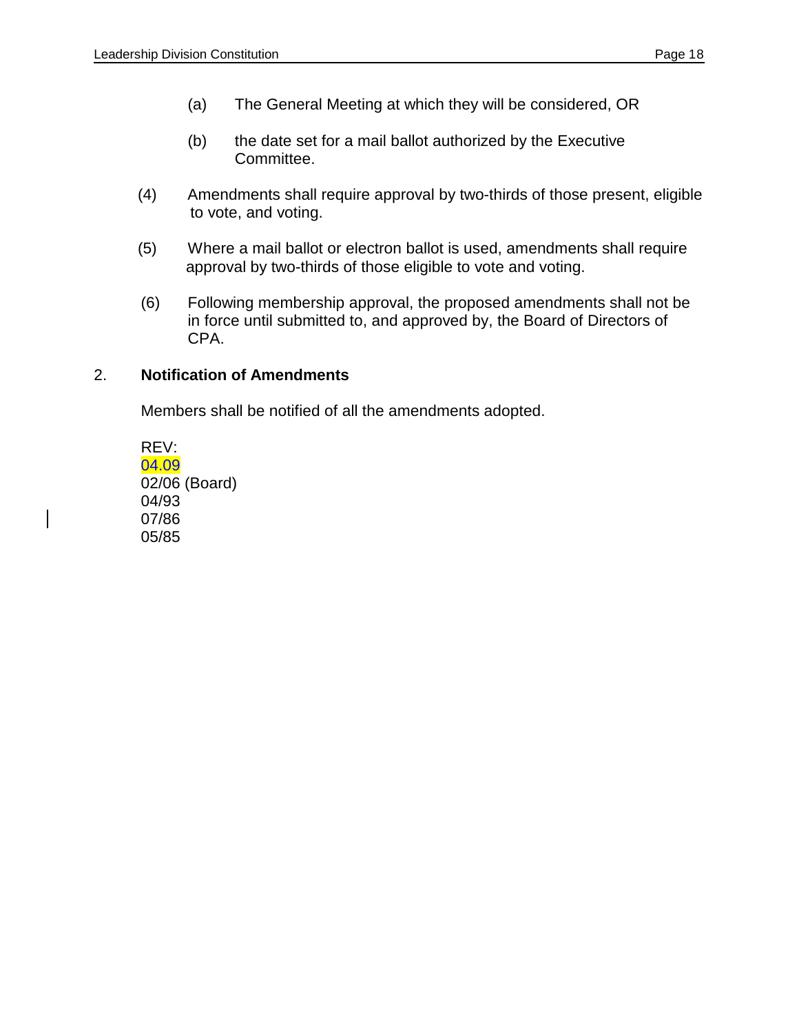(a) The General Meeting at which they will be considered, OR

(b) the date set for a mail ballot authorized by the Executive Committee.

(4) Amendments shall require approval by two-thirds of those present, eligible to vote, and voting.

(5) Where a mail ballot or electron ballot is used, amendments shall require approval by two-thirds of those eligible to vote and voting.

(6) Following membership approval, the proposed amendments shall not be in force until submitted to, and approved by, the Board of Directors of CPA.

2. **Notification of Amendments**

Members shall be notified of all the amendments adopted.

REV:
04.09
02/06 (Board)
04/93
07/86
05/85